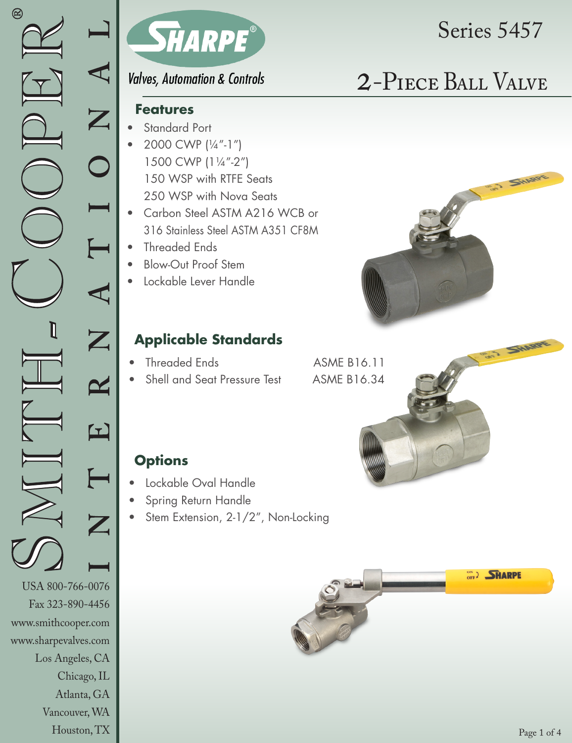Smith-Cooper® International

USA 800-766-0076
Fax 323-890-4456
www.smithcooper.com
www.sharpevalves.com
Los Angeles, CA
Chicago, IL
Atlanta, GA
Vancouver, WA
Houston, TX

SHARPE®

*Valves, Automation & Controls*

# Series 5457

# 2-Piece Ball Valve

## Features

- Standard Port
- 2000 CWP (¼"-1")
  1500 CWP (1¼"-2")
  150 WSP with RTFE Seats
  250 WSP with Nova Seats
- Carbon Steel ASTM A216 WCB or 316 Stainless Steel ASTM A351 CF8M
- Threaded Ends
- Blow-Out Proof Stem
- Lockable Lever Handle

## Applicable Standards

| | |
|---|---|
| Threaded Ends | ASME B16.11 |
| Shell and Seat Pressure Test | ASME B16.34 |

## Options

- Lockable Oval Handle
- Spring Return Handle
- Stem Extension, 2-1/2", Non-Locking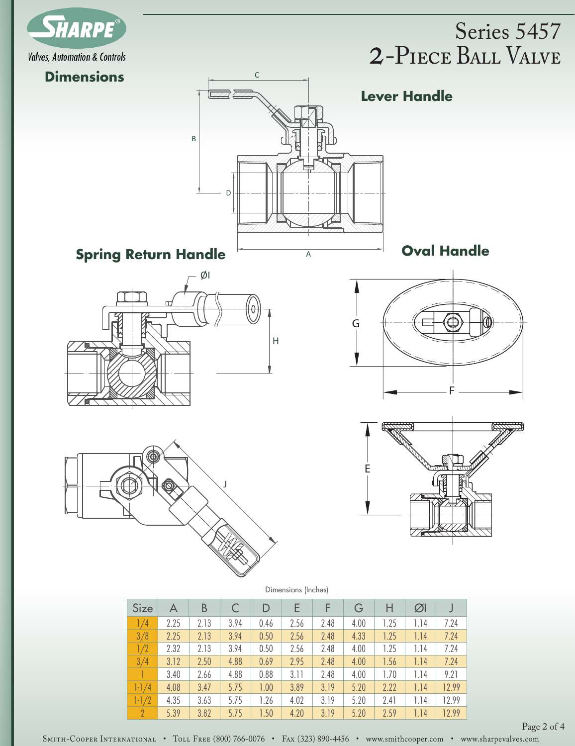Valves, Automation & Controls

# Series 5457 2-Piece Ball Valve

## Dimensions

### Lever Handle

### Spring Return Handle

### Oval Handle

Dimensions (Inches)

| Size | A | B | C | D | E | F | G | H | ØI | J |
|---|---|---|---|---|---|---|---|---|---|---|
| 1/4 | 2.25 | 2.13 | 3.94 | 0.46 | 2.56 | 2.48 | 4.00 | 1.25 | 1.14 | 7.24 |
| 3/8 | 2.25 | 2.13 | 3.94 | 0.50 | 2.56 | 2.48 | 4.33 | 1.25 | 1.14 | 7.24 |
| 1/2 | 2.32 | 2.13 | 3.94 | 0.50 | 2.56 | 2.48 | 4.00 | 1.25 | 1.14 | 7.24 |
| 3/4 | 3.12 | 2.50 | 4.88 | 0.69 | 2.95 | 2.48 | 4.00 | 1.56 | 1.14 | 7.24 |
| 1 | 3.40 | 2.66 | 4.88 | 0.88 | 3.11 | 2.48 | 4.00 | 1.70 | 1.14 | 9.21 |
| 1-1/4 | 4.08 | 3.47 | 5.75 | 1.00 | 3.89 | 3.19 | 5.20 | 2.22 | 1.14 | 12.99 |
| 1-1/2 | 4.35 | 3.63 | 5.75 | 1.26 | 4.02 | 3.19 | 5.20 | 2.41 | 1.14 | 12.99 |
| 2 | 5.39 | 3.82 | 5.75 | 1.50 | 4.20 | 3.19 | 5.20 | 2.59 | 1.14 | 12.99 |

Smith-Cooper International • Toll Free (800) 766-0076 • Fax (323) 890-4456 • www.smithcooper.com • www.sharpevalves.com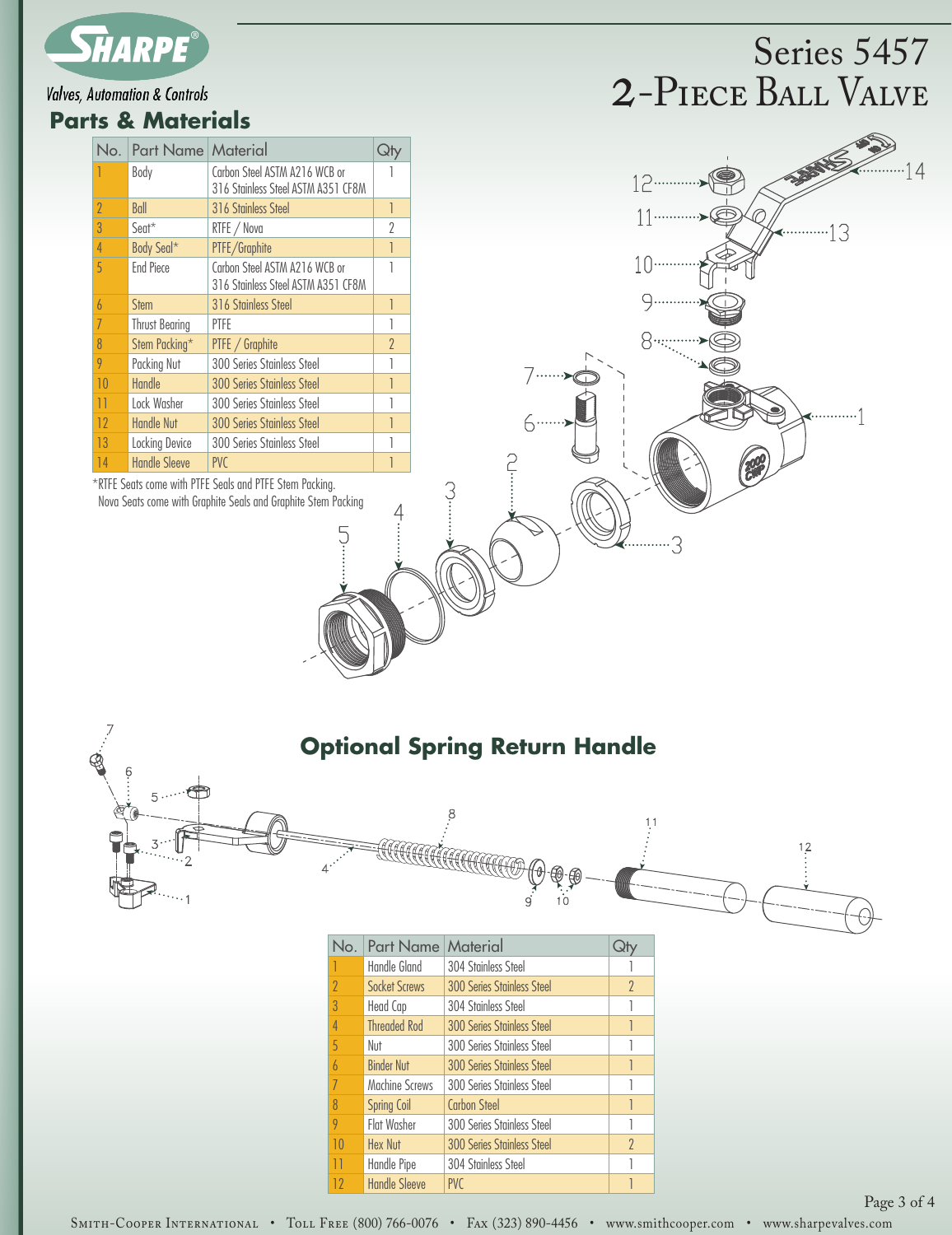# Series 5457

## 2-Piece Ball Valve

**SHARPE**

*Valves, Automation & Controls*

## Parts & Materials

| No. | Part Name | Material | Qty |
|---|---|---|---|
| 1 | Body | Carbon Steel ASTM A216 WCB or 316 Stainless Steel ASTM A351 CF8M | 1 |
| 2 | Ball | 316 Stainless Steel | 1 |
| 3 | Seat* | RTFE / Nova | 2 |
| 4 | Body Seal* | PTFE/Graphite | 1 |
| 5 | End Piece | Carbon Steel ASTM A216 WCB or 316 Stainless Steel ASTM A351 CF8M | 1 |
| 6 | Stem | 316 Stainless Steel | 1 |
| 7 | Thrust Bearing | PTFE | 1 |
| 8 | Stem Packing* | PTFE / Graphite | 2 |
| 9 | Packing Nut | 300 Series Stainless Steel | 1 |
| 10 | Handle | 300 Series Stainless Steel | 1 |
| 11 | Lock Washer | 300 Series Stainless Steel | 1 |
| 12 | Handle Nut | 300 Series Stainless Steel | 1 |
| 13 | Locking Device | 300 Series Stainless Steel | 1 |
| 14 | Handle Sleeve | PVC | 1 |

*RTFE Seats come with PTFE Seals and PTFE Stem Packing.
Nova Seats come with Graphite Seals and Graphite Stem Packing

## Optional Spring Return Handle

| No. | Part Name | Material | Qty |
|---|---|---|---|
| 1 | Handle Gland | 304 Stainless Steel | 1 |
| 2 | Socket Screws | 300 Series Stainless Steel | 2 |
| 3 | Head Cap | 304 Stainless Steel | 1 |
| 4 | Threaded Rod | 300 Series Stainless Steel | 1 |
| 5 | Nut | 300 Series Stainless Steel | 1 |
| 6 | Binder Nut | 300 Series Stainless Steel | 1 |
| 7 | Machine Screws | 300 Series Stainless Steel | 1 |
| 8 | Spring Coil | Carbon Steel | 1 |
| 9 | Flat Washer | 300 Series Stainless Steel | 1 |
| 10 | Hex Nut | 300 Series Stainless Steel | 2 |
| 11 | Handle Pipe | 304 Stainless Steel | 1 |
| 12 | Handle Sleeve | PVC | 1 |

Smith-Cooper International • Toll Free (800) 766-0076 • Fax (323) 890-4456 • www.smithcooper.com • www.sharpevalves.com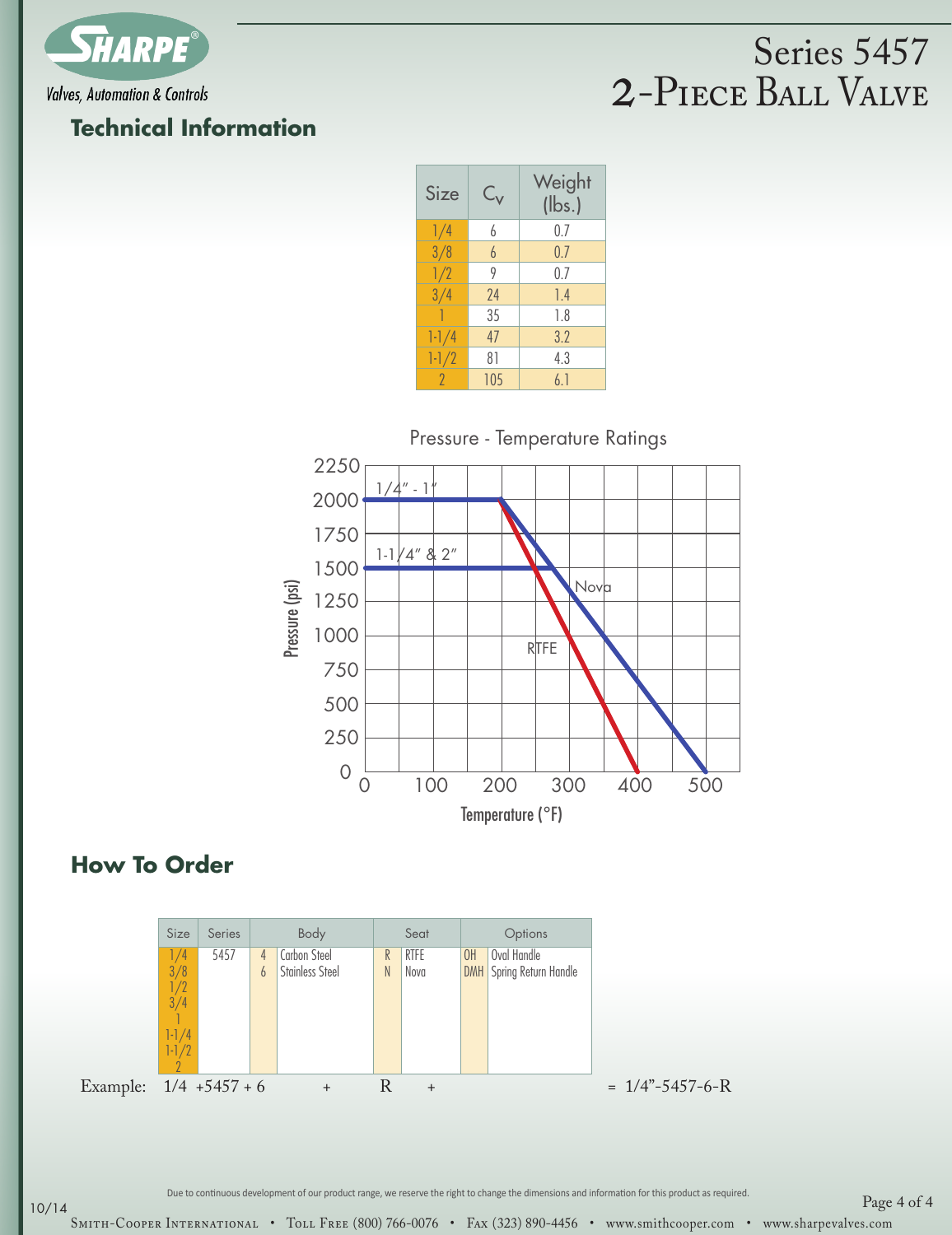# Series 5457
# 2-Piece Ball Valve

## Technical Information

| Size | $C_v$ | Weight (lbs.) |
|---|---|---|
| 1/4 | 6 | 0.7 |
| 3/8 | 6 | 0.7 |
| 1/2 | 9 | 0.7 |
| 3/4 | 24 | 1.4 |
| 1 | 35 | 1.8 |
| 1-1/4 | 47 | 3.2 |
| 1-1/2 | 81 | 4.3 |
| 2 | 105 | 6.1 |

Pressure - Temperature Ratings

Pressure (psi)

2250
2000
1750
1500
1250
1000
750
500
250
0

Temperature (°F)

0
100
200
300
400
500

1/4" - 1"
1-1/4" & 2"
Nova
RTFE

## How To Order

| Size | Series | Body | | Seat | | Options | |
|---|---|---|---|---|---|---|---|
| 1/4<br>3/8<br>1/2<br>3/4<br>1<br>1-1/4<br>1-1/2<br>2 | 5457 | 4<br>6 | Carbon Steel<br>Stainless Steel | R<br>N | RTFE<br>Nova | OH<br>DMH | Oval Handle<br>Spring Return Handle |

Example: 1/4 +5457 + 6 + R + = 1/4"-5457-6-R

Due to continuous development of our product range, we reserve the right to change the dimensions and information for this product as required.

10/14

Smith-Cooper International • Toll Free (800) 766-0076 • Fax (323) 890-4456 • www.smithcooper.com • www.sharpevalves.com